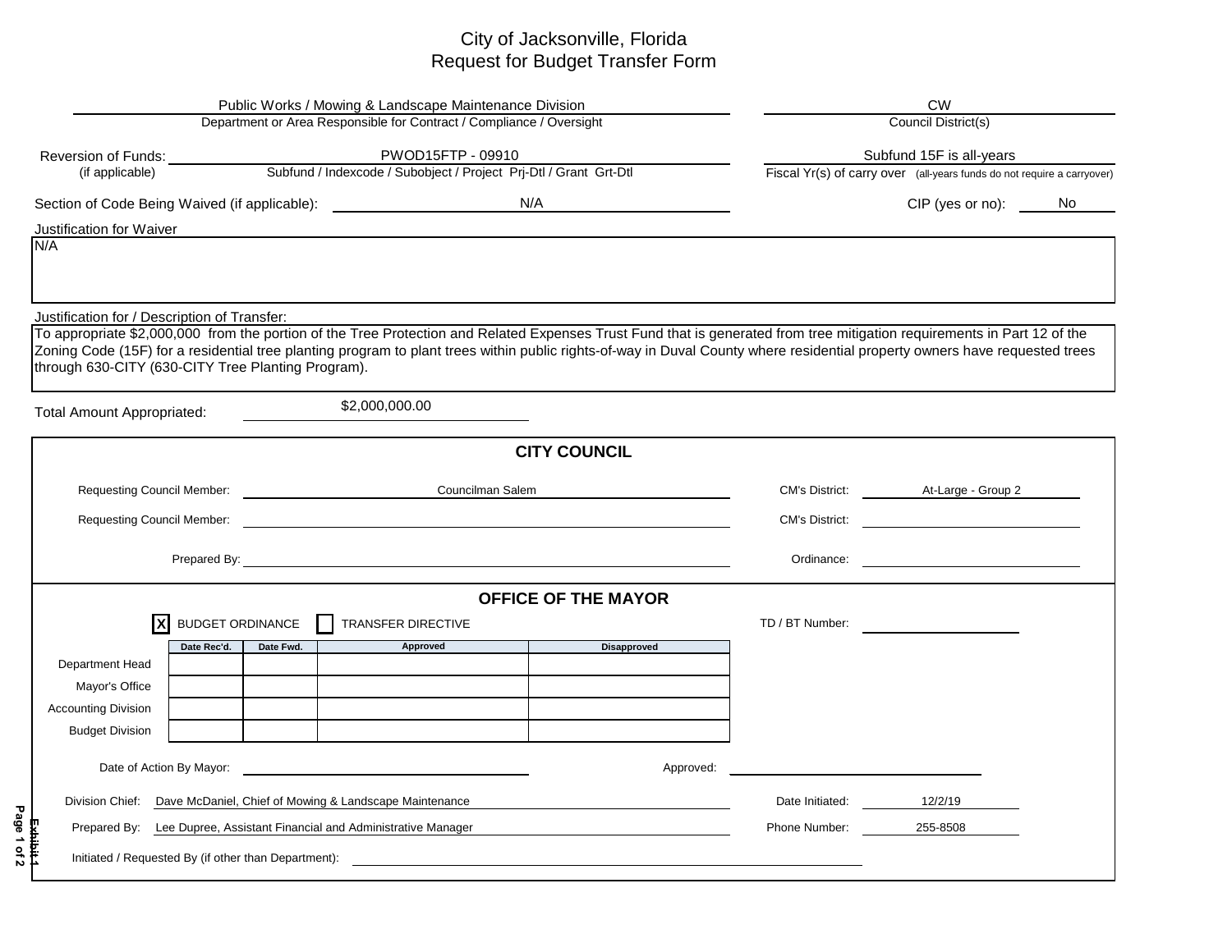# City of Jacksonville, Florida
## Request for Budget Transfer Form

**Department or Area Responsible for Contract / Compliance / Oversight:** Public Works / Mowing & Landscape Maintenance Division

**Council District(s):** CW

**Reversion of Funds: (if applicable)** PWOD15FTP - 09910
Subfund / Indexcode / Subobject / Project Prj-Dtl / Grant Grt-Dtl

**Fiscal Yr(s) of carry over** (all-years funds do not require a carryover): Subfund 15F is all-years

**Section of Code Being Waived (if applicable):** N/A

**CIP (yes or no):** No

**Justification for Waiver**

N/A

**Justification for / Description of Transfer:**

To appropriate $2,000,000 from the portion of the Tree Protection and Related Expenses Trust Fund that is generated from tree mitigation requirements in Part 12 of the Zoning Code (15F) for a residential tree planting program to plant trees within public rights-of-way in Duval County where residential property owners have requested trees through 630-CITY (630-CITY Tree Planting Program).

**Total Amount Appropriated:** $2,000,000.00

## CITY COUNCIL

| | | | |
|---|---|---|---|
| Requesting Council Member: | Councilman Salem | CM's District: | At-Large - Group 2 |
| Requesting Council Member: | | CM's District: | |
| Prepared By: | | Ordinance: | |

## OFFICE OF THE MAYOR

[X] BUDGET ORDINANCE [ ] TRANSFER DIRECTIVE

TD / BT Number:

| | Date Rec'd. | Date Fwd. | Approved | Disapproved |
|---|---|---|---|---|
| Department Head | | | | |
| Mayor's Office | | | | |
| Accounting Division | | | | |
| Budget Division | | | | |

Date of Action By Mayor: 

Approved: 

| | | | |
|---|---|---|---|
| Division Chief: | Dave McDaniel, Chief of Mowing & Landscape Maintenance | Date Initiated: | 12/2/19 |
| Prepared By: | Lee Dupree, Assistant Financial and Administrative Manager | Phone Number: | 255-8508 |

Initiated / Requested By (if other than Department): 

Exhibit 1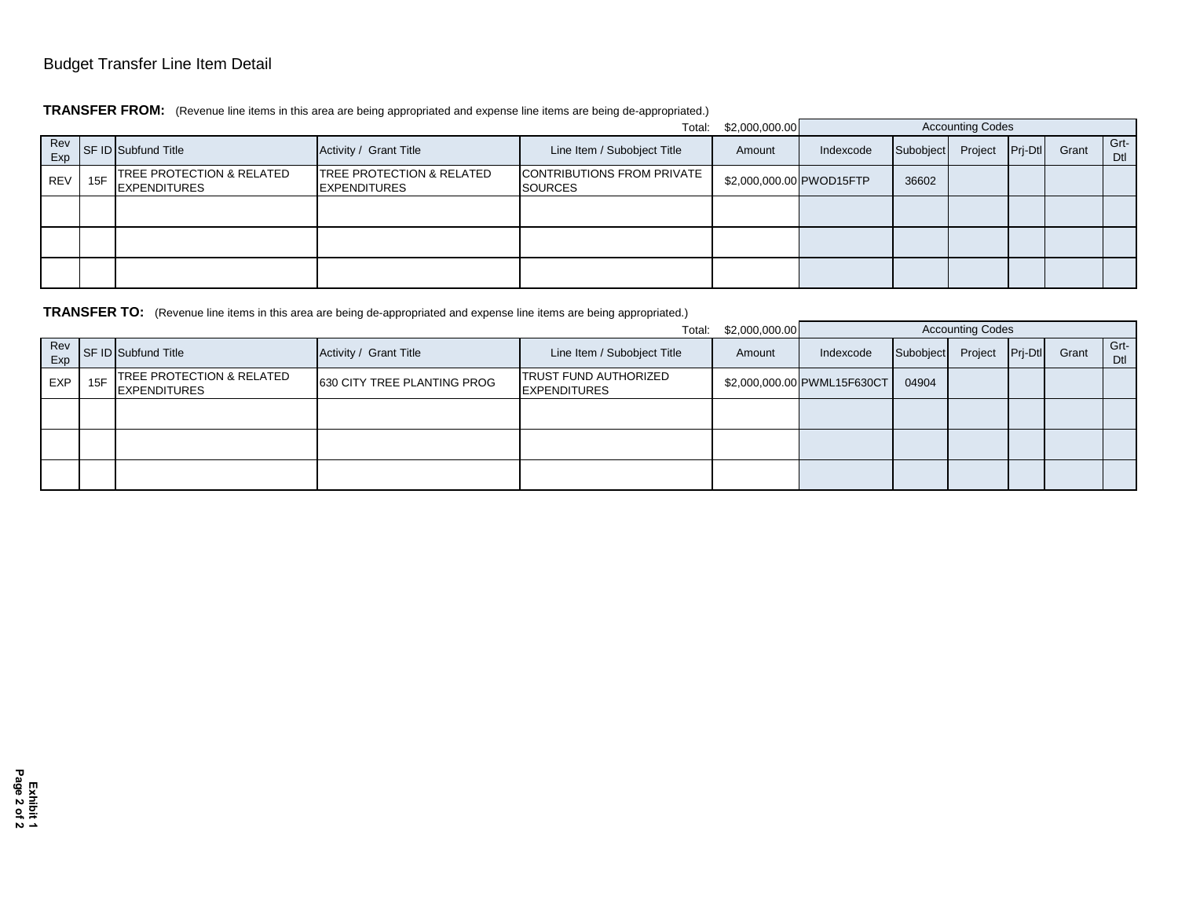# Budget Transfer Line Item Detail

**TRANSFER FROM:** (Revenue line items in this area are being appropriated and expense line items are being de-appropriated.)

| | | | | Total: | $2,000,000.00 | Accounting Codes | | | | | |
|---|---|---|---|---|---|---|---|---|---|---|---|
| Rev Exp | SF ID | Subfund Title | Activity / Grant Title | Line Item / Subobject Title | Amount | Indexcode | Subobject | Project | Prj-Dtl | Grant | Grt-Dtl |
| REV | 15F | TREE PROTECTION & RELATED EXPENDITURES | TREE PROTECTION & RELATED EXPENDITURES | CONTRIBUTIONS FROM PRIVATE SOURCES | $2,000,000.00 | PWOD15FTP | 36602 | | | | |
| | | | | | | | | | | | |
| | | | | | | | | | | | |
| | | | | | | | | | | | |

**TRANSFER TO:** (Revenue line items in this area are being de-appropriated and expense line items are being appropriated.)

| | | | | Total: | $2,000,000.00 | Accounting Codes | | | | | |
|---|---|---|---|---|---|---|---|---|---|---|---|
| Rev Exp | SF ID | Subfund Title | Activity / Grant Title | Line Item / Subobject Title | Amount | Indexcode | Subobject | Project | Prj-Dtl | Grant | Grt-Dtl |
| EXP | 15F | TREE PROTECTION & RELATED EXPENDITURES | 630 CITY TREE PLANTING PROG | TRUST FUND AUTHORIZED EXPENDITURES | $2,000,000.00 | PWML15F630CT | 04904 | | | | |
| | | | | | | | | | | | |
| | | | | | | | | | | | |
| | | | | | | | | | | | |

Exhibit 1